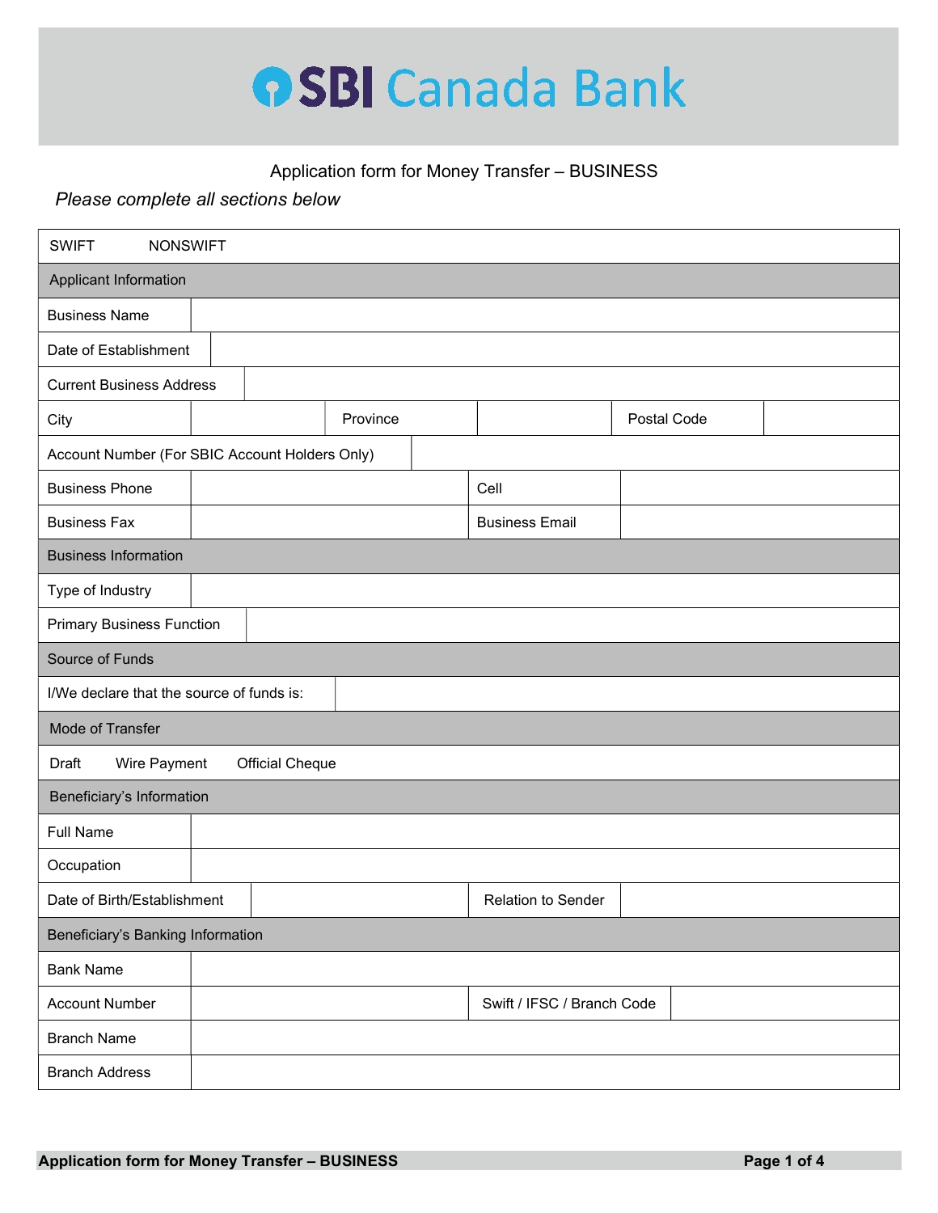# SBI Canada Bank

## Application form for Money Transfer – BUSINESS

*Please complete all sections below*

SWIFT NONSWIFT

| Applicant Information | | | | | |
|---|---|---|---|---|---|
| Business Name | | | | | |
| Date of Establishment | | | | | |
| Current Business Address | | | | | |
| City | | Province | | Postal Code | |
| Account Number (For SBIC Account Holders Only) | | | | | |
| Business Phone | | Cell | | | |
| Business Fax | | Business Email | | | |

| Business Information | |
|---|---|
| Type of Industry | |
| Primary Business Function | |

| Source of Funds | |
|---|---|
| I/We declare that the source of funds is: | |

**Mode of Transfer**

Draft Wire Payment Official Cheque

| Beneficiary's Information | | | |
|---|---|---|---|
| Full Name | | | |
| Occupation | | | |
| Date of Birth/Establishment | | Relation to Sender | |

| Beneficiary's Banking Information | | | |
|---|---|---|---|
| Bank Name | | | |
| Account Number | | Swift / IFSC / Branch Code | |
| Branch Name | | | |
| Branch Address | | | |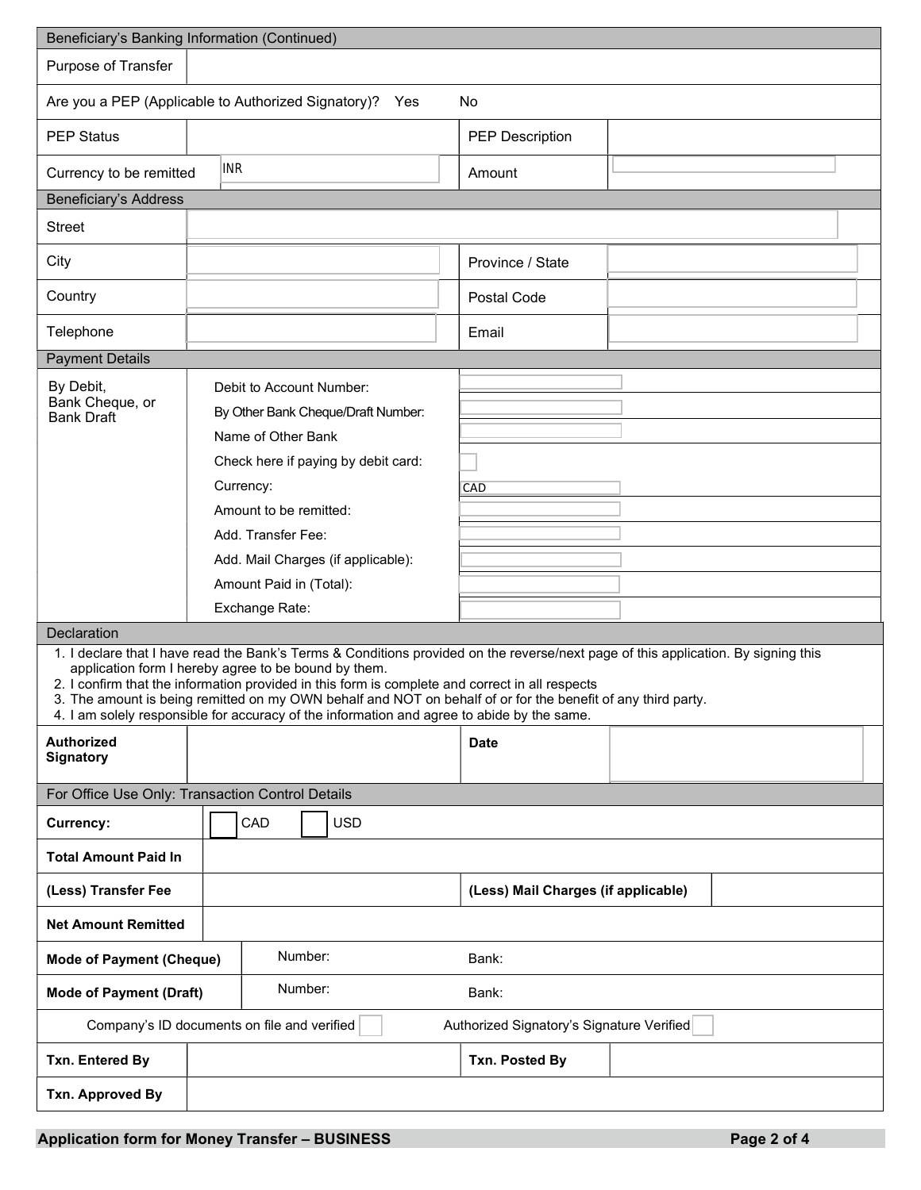## Beneficiary's Banking Information (Continued)

| Purpose of Transfer | | | |
|---|---|---|---|
| Are you a PEP (Applicable to Authorized Signatory)? Yes No | | | |
| PEP Status | | PEP Description | |
| Currency to be remitted | INR | Amount | |

## Beneficiary's Address

| Street | | | |
|---|---|---|---|
| City | | Province / State | |
| Country | | Postal Code | |
| Telephone | | Email | |

## Payment Details

| By Debit, Bank Cheque, or Bank Draft | | |
|---|---|---|
| | Debit to Account Number: | |
| | By Other Bank Cheque/Draft Number: | |
| | Name of Other Bank | |
| | Check here if paying by debit card: | ☐ |
| | Currency: | CAD |
| | Amount to be remitted: | |
| | Add. Transfer Fee: | |
| | Add. Mail Charges (if applicable): | |
| | Amount Paid in (Total): | |
| | Exchange Rate: | |

## Declaration

1. I declare that I have read the Bank's Terms & Conditions provided on the reverse/next page of this application. By signing this application form I hereby agree to be bound by them.
2. I confirm that the information provided in this form is complete and correct in all respects
3. The amount is being remitted on my OWN behalf and NOT on behalf of or for the benefit of any third party.
4. I am solely responsible for accuracy of the information and agree to abide by the same.

| **Authorized Signatory** | | **Date** | |
|---|---|---|---|

## For Office Use Only: Transaction Control Details

| **Currency:** | ☐ CAD ☐ USD | | |
|---|---|---|---|
| **Total Amount Paid In** | | | |
| **(Less) Transfer Fee** | | **(Less) Mail Charges (if applicable)** | |
| **Net Amount Remitted** | | | |
| **Mode of Payment (Cheque)** | Number: | Bank: | |
| **Mode of Payment (Draft)** | Number: | Bank: | |
| Company's ID documents on file and verified ☐ | | Authorized Signatory's Signature Verified ☐ | |
| **Txn. Entered By** | | **Txn. Posted By** | |
| **Txn. Approved By** | | | |

**Application form for Money Transfer – BUSINESS**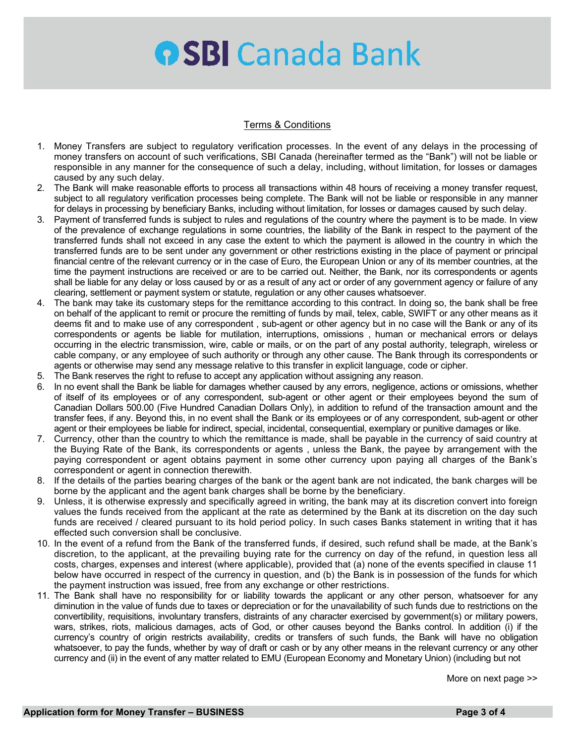# SBI Canada Bank

<u>Terms & Conditions</u>

1. Money Transfers are subject to regulatory verification processes. In the event of any delays in the processing of money transfers on account of such verifications, SBI Canada (hereinafter termed as the "Bank") will not be liable or responsible in any manner for the consequence of such a delay, including, without limitation, for losses or damages caused by any such delay.
2. The Bank will make reasonable efforts to process all transactions within 48 hours of receiving a money transfer request, subject to all regulatory verification processes being complete. The Bank will not be liable or responsible in any manner for delays in processing by beneficiary Banks, including without limitation, for losses or damages caused by such delay.
3. Payment of transferred funds is subject to rules and regulations of the country where the payment is to be made. In view of the prevalence of exchange regulations in some countries, the liability of the Bank in respect to the payment of the transferred funds shall not exceed in any case the extent to which the payment is allowed in the country in which the transferred funds are to be sent under any government or other restrictions existing in the place of payment or principal financial centre of the relevant currency or in the case of Euro, the European Union or any of its member countries, at the time the payment instructions are received or are to be carried out. Neither, the Bank, nor its correspondents or agents shall be liable for any delay or loss caused by or as a result of any act or order of any government agency or failure of any clearing, settlement or payment system or statute, regulation or any other causes whatsoever.
4. The bank may take its customary steps for the remittance according to this contract. In doing so, the bank shall be free on behalf of the applicant to remit or procure the remitting of funds by mail, telex, cable, SWIFT or any other means as it deems fit and to make use of any correspondent , sub-agent or other agency but in no case will the Bank or any of its correspondents or agents be liable for mutilation, interruptions, omissions , human or mechanical errors or delays occurring in the electric transmission, wire, cable or mails, or on the part of any postal authority, telegraph, wireless or cable company, or any employee of such authority or through any other cause. The Bank through its correspondents or agents or otherwise may send any message relative to this transfer in explicit language, code or cipher.
5. The Bank reserves the right to refuse to accept any application without assigning any reason.
6. In no event shall the Bank be liable for damages whether caused by any errors, negligence, actions or omissions, whether of itself of its employees or of any correspondent, sub-agent or other agent or their employees beyond the sum of Canadian Dollars 500.00 (Five Hundred Canadian Dollars Only), in addition to refund of the transaction amount and the transfer fees, if any. Beyond this, in no event shall the Bank or its employees or of any correspondent, sub-agent or other agent or their employees be liable for indirect, special, incidental, consequential, exemplary or punitive damages or like.
7. Currency, other than the country to which the remittance is made, shall be payable in the currency of said country at the Buying Rate of the Bank, its correspondents or agents , unless the Bank, the payee by arrangement with the paying correspondent or agent obtains payment in some other currency upon paying all charges of the Bank's correspondent or agent in connection therewith.
8. If the details of the parties bearing charges of the bank or the agent bank are not indicated, the bank charges will be borne by the applicant and the agent bank charges shall be borne by the beneficiary.
9. Unless, it is otherwise expressly and specifically agreed in writing, the bank may at its discretion convert into foreign values the funds received from the applicant at the rate as determined by the Bank at its discretion on the day such funds are received / cleared pursuant to its hold period policy. In such cases Banks statement in writing that it has effected such conversion shall be conclusive.
10. In the event of a refund from the Bank of the transferred funds, if desired, such refund shall be made, at the Bank's discretion, to the applicant, at the prevailing buying rate for the currency on day of the refund, in question less all costs, charges, expenses and interest (where applicable), provided that (a) none of the events specified in clause 11 below have occurred in respect of the currency in question, and (b) the Bank is in possession of the funds for which the payment instruction was issued, free from any exchange or other restrictions.
11. The Bank shall have no responsibility for or liability towards the applicant or any other person, whatsoever for any diminution in the value of funds due to taxes or depreciation or for the unavailability of such funds due to restrictions on the convertibility, requisitions, involuntary transfers, distraints of any character exercised by government(s) or military powers, wars, strikes, riots, malicious damages, acts of God, or other causes beyond the Banks control. In addition (i) if the currency's country of origin restricts availability, credits or transfers of such funds, the Bank will have no obligation whatsoever, to pay the funds, whether by way of draft or cash or by any other means in the relevant currency or any other currency and (ii) in the event of any matter related to EMU (European Economy and Monetary Union) (including but not

More on next page >>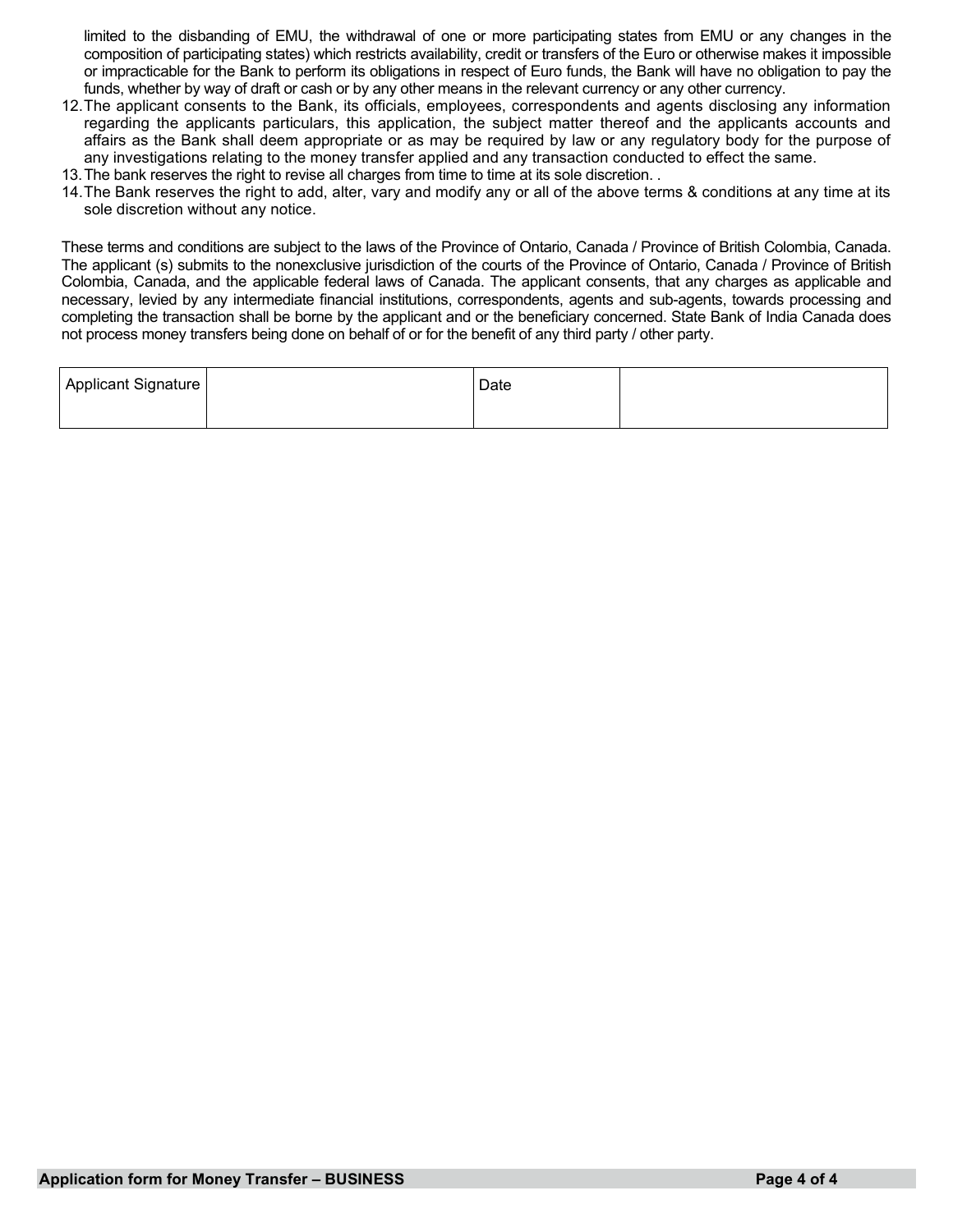limited to the disbanding of EMU, the withdrawal of one or more participating states from EMU or any changes in the composition of participating states) which restricts availability, credit or transfers of the Euro or otherwise makes it impossible or impracticable for the Bank to perform its obligations in respect of Euro funds, the Bank will have no obligation to pay the funds, whether by way of draft or cash or by any other means in the relevant currency or any other currency.

12. The applicant consents to the Bank, its officials, employees, correspondents and agents disclosing any information regarding the applicants particulars, this application, the subject matter thereof and the applicants accounts and affairs as the Bank shall deem appropriate or as may be required by law or any regulatory body for the purpose of any investigations relating to the money transfer applied and any transaction conducted to effect the same.
13. The bank reserves the right to revise all charges from time to time at its sole discretion. .
14. The Bank reserves the right to add, alter, vary and modify any or all of the above terms & conditions at any time at its sole discretion without any notice.

These terms and conditions are subject to the laws of the Province of Ontario, Canada / Province of British Colombia, Canada. The applicant (s) submits to the nonexclusive jurisdiction of the courts of the Province of Ontario, Canada / Province of British Colombia, Canada, and the applicable federal laws of Canada. The applicant consents, that any charges as applicable and necessary, levied by any intermediate financial institutions, correspondents, agents and sub-agents, towards processing and completing the transaction shall be borne by the applicant and or the beneficiary concerned. State Bank of India Canada does not process money transfers being done on behalf of or for the benefit of any third party / other party.

| | | | |
|---|---|---|---|
| Applicant Signature | | Date | |